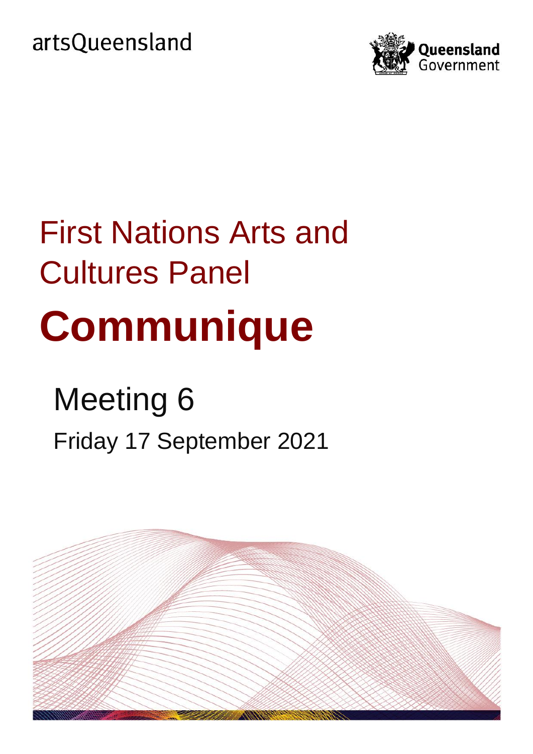artsQueensland

Queensland Government

# First Nations Arts and Cultures Panel

# Communique

## Meeting 6

Friday 17 September 2021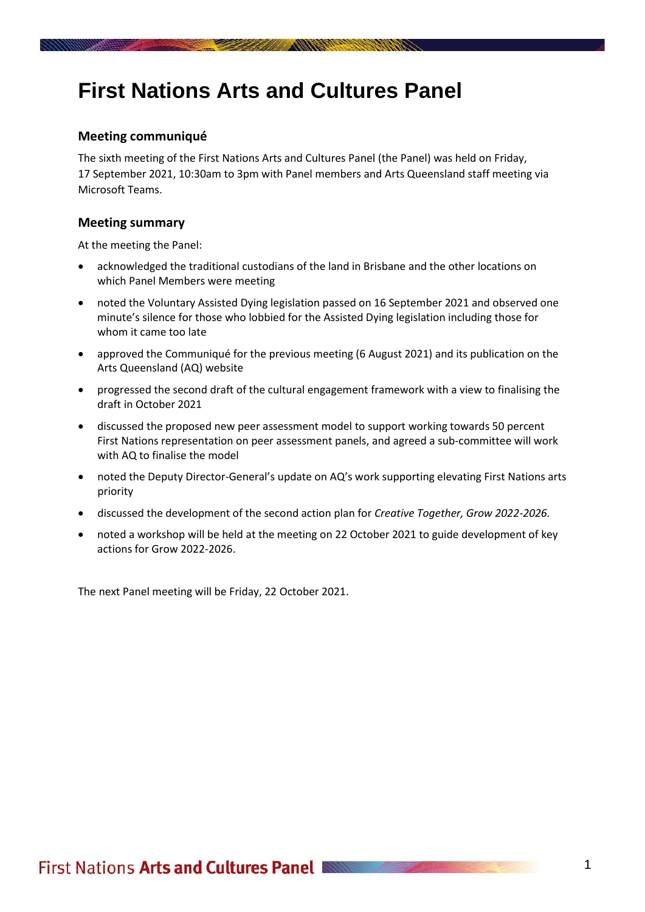# First Nations Arts and Cultures Panel

## Meeting communiqué

The sixth meeting of the First Nations Arts and Cultures Panel (the Panel) was held on Friday, 17 September 2021, 10:30am to 3pm with Panel members and Arts Queensland staff meeting via Microsoft Teams.

## Meeting summary

At the meeting the Panel:

- acknowledged the traditional custodians of the land in Brisbane and the other locations on which Panel Members were meeting
- noted the Voluntary Assisted Dying legislation passed on 16 September 2021 and observed one minute's silence for those who lobbied for the Assisted Dying legislation including those for whom it came too late
- approved the Communiqué for the previous meeting (6 August 2021) and its publication on the Arts Queensland (AQ) website
- progressed the second draft of the cultural engagement framework with a view to finalising the draft in October 2021
- discussed the proposed new peer assessment model to support working towards 50 percent First Nations representation on peer assessment panels, and agreed a sub-committee will work with AQ to finalise the model
- noted the Deputy Director-General's update on AQ's work supporting elevating First Nations arts priority
- discussed the development of the second action plan for *Creative Together, Grow 2022-2026.*
- noted a workshop will be held at the meeting on 22 October 2021 to guide development of key actions for Grow 2022-2026.

The next Panel meeting will be Friday, 22 October 2021.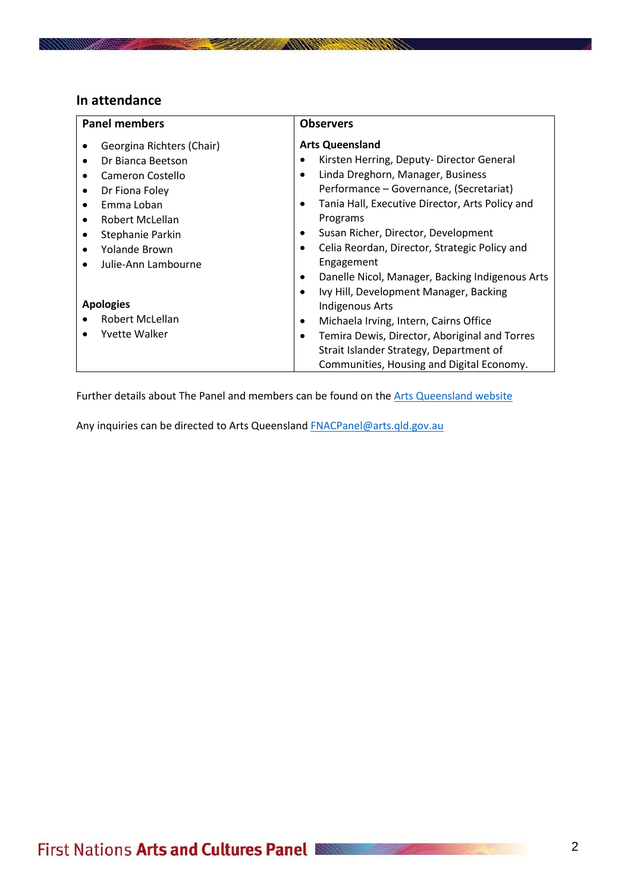## In attendance

| Panel members | Observers |
|---|---|
| • Georgina Richters (Chair)<br>• Dr Bianca Beetson<br>• Cameron Costello<br>• Dr Fiona Foley<br>• Emma Loban<br>• Robert McLellan<br>• Stephanie Parkin<br>• Yolande Brown<br>• Julie-Ann Lambourne<br><br>**Apologies**<br>• Robert McLellan<br>• Yvette Walker | **Arts Queensland**<br>• Kirsten Herring, Deputy- Director General<br>• Linda Dreghorn, Manager, Business Performance – Governance, (Secretariat)<br>• Tania Hall, Executive Director, Arts Policy and Programs<br>• Susan Richer, Director, Development<br>• Celia Reordan, Director, Strategic Policy and Engagement<br>• Danelle Nicol, Manager, Backing Indigenous Arts<br>• Ivy Hill, Development Manager, Backing Indigenous Arts<br>• Michaela Irving, Intern, Cairns Office<br>• Temira Dewis, Director, Aboriginal and Torres Strait Islander Strategy, Department of Communities, Housing and Digital Economy. |

Further details about The Panel and members can be found on the [Arts Queensland website]

Any inquiries can be directed to Arts Queensland FNACPanel@arts.qld.gov.au